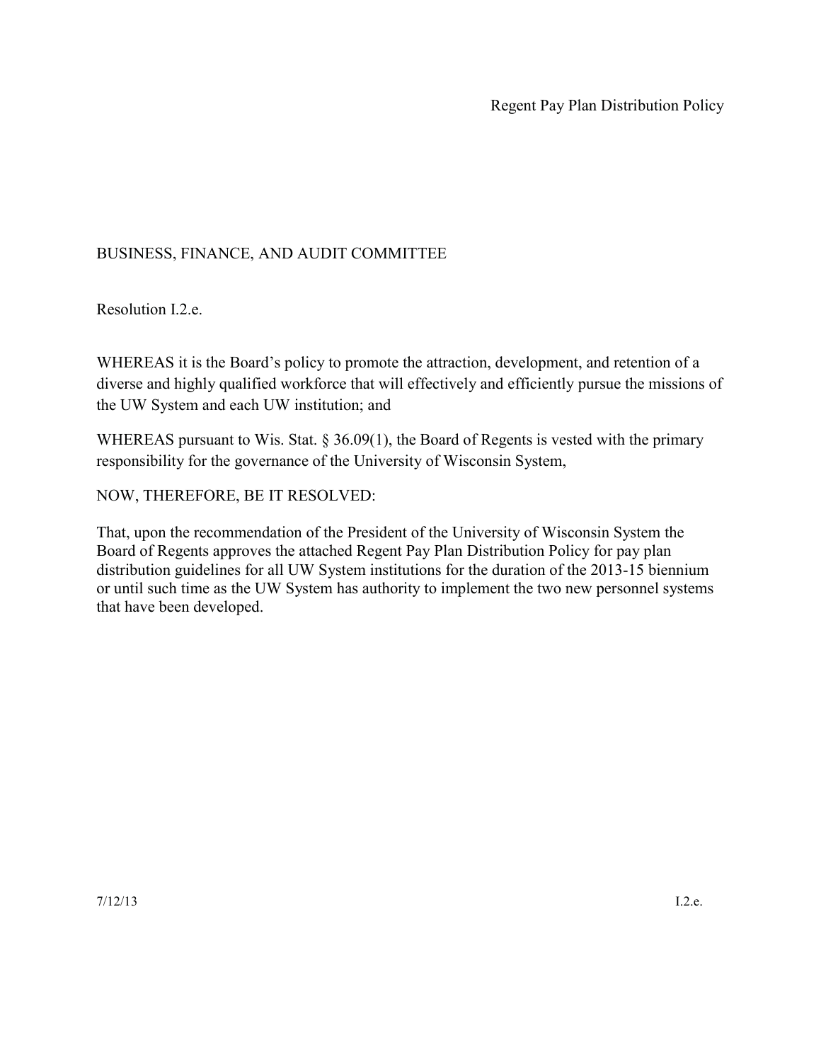Regent Pay Plan Distribution Policy

BUSINESS, FINANCE, AND AUDIT COMMITTEE

Resolution I.2.e.

WHEREAS it is the Board's policy to promote the attraction, development, and retention of a diverse and highly qualified workforce that will effectively and efficiently pursue the missions of the UW System and each UW institution; and

WHEREAS pursuant to Wis. Stat. § 36.09(1), the Board of Regents is vested with the primary responsibility for the governance of the University of Wisconsin System,

NOW, THEREFORE, BE IT RESOLVED:

That, upon the recommendation of the President of the University of Wisconsin System the Board of Regents approves the attached Regent Pay Plan Distribution Policy for pay plan distribution guidelines for all UW System institutions for the duration of the 2013-15 biennium or until such time as the UW System has authority to implement the two new personnel systems that have been developed.

7/12/13 I.2.e.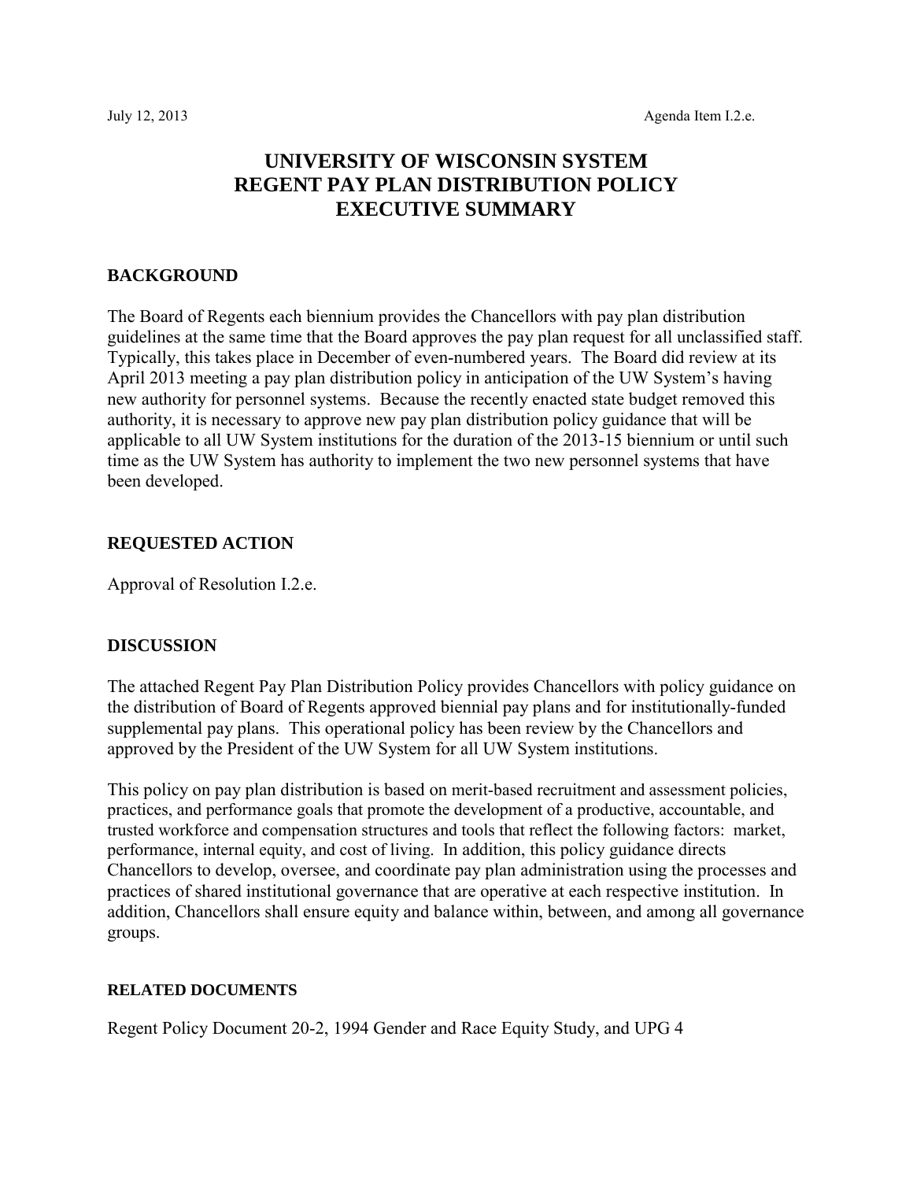July 12, 2013 Agenda Item I.2.e.

# UNIVERSITY OF WISCONSIN SYSTEM
# REGENT PAY PLAN DISTRIBUTION POLICY
# EXECUTIVE SUMMARY

## BACKGROUND

The Board of Regents each biennium provides the Chancellors with pay plan distribution guidelines at the same time that the Board approves the pay plan request for all unclassified staff. Typically, this takes place in December of even-numbered years. The Board did review at its April 2013 meeting a pay plan distribution policy in anticipation of the UW System's having new authority for personnel systems. Because the recently enacted state budget removed this authority, it is necessary to approve new pay plan distribution policy guidance that will be applicable to all UW System institutions for the duration of the 2013-15 biennium or until such time as the UW System has authority to implement the two new personnel systems that have been developed.

## REQUESTED ACTION

Approval of Resolution I.2.e.

## DISCUSSION

The attached Regent Pay Plan Distribution Policy provides Chancellors with policy guidance on the distribution of Board of Regents approved biennial pay plans and for institutionally-funded supplemental pay plans. This operational policy has been review by the Chancellors and approved by the President of the UW System for all UW System institutions.

This policy on pay plan distribution is based on merit-based recruitment and assessment policies, practices, and performance goals that promote the development of a productive, accountable, and trusted workforce and compensation structures and tools that reflect the following factors: market, performance, internal equity, and cost of living. In addition, this policy guidance directs Chancellors to develop, oversee, and coordinate pay plan administration using the processes and practices of shared institutional governance that are operative at each respective institution. In addition, Chancellors shall ensure equity and balance within, between, and among all governance groups.

### RELATED DOCUMENTS

Regent Policy Document 20-2, 1994 Gender and Race Equity Study, and UPG 4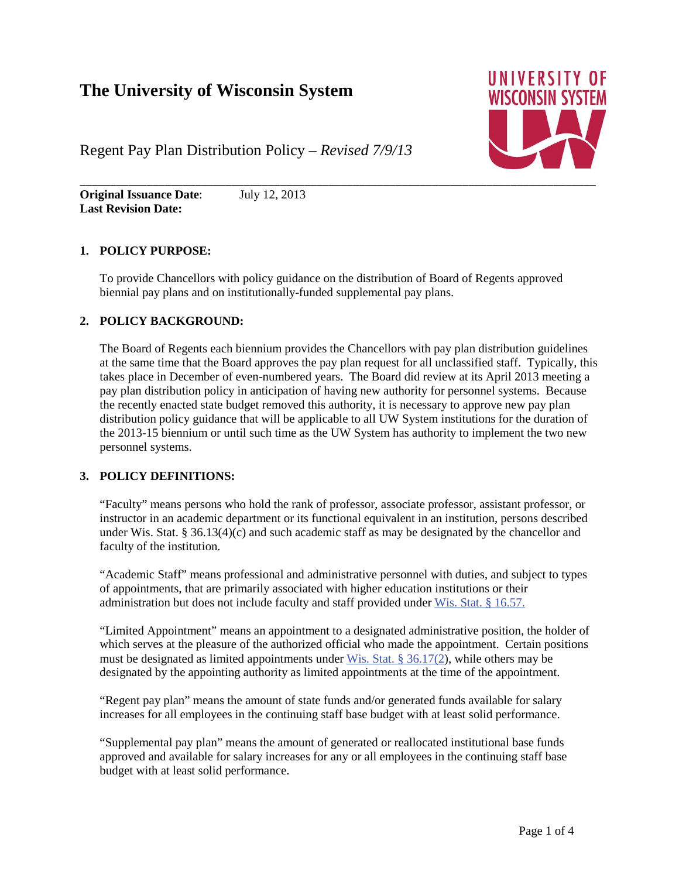# The University of Wisconsin System

Regent Pay Plan Distribution Policy – *Revised 7/9/13*

**Original Issuance Date**: July 12, 2013
**Last Revision Date:**

## 1. POLICY PURPOSE:

To provide Chancellors with policy guidance on the distribution of Board of Regents approved biennial pay plans and on institutionally-funded supplemental pay plans.

## 2. POLICY BACKGROUND:

The Board of Regents each biennium provides the Chancellors with pay plan distribution guidelines at the same time that the Board approves the pay plan request for all unclassified staff. Typically, this takes place in December of even-numbered years. The Board did review at its April 2013 meeting a pay plan distribution policy in anticipation of having new authority for personnel systems. Because the recently enacted state budget removed this authority, it is necessary to approve new pay plan distribution policy guidance that will be applicable to all UW System institutions for the duration of the 2013-15 biennium or until such time as the UW System has authority to implement the two new personnel systems.

## 3. POLICY DEFINITIONS:

"Faculty" means persons who hold the rank of professor, associate professor, assistant professor, or instructor in an academic department or its functional equivalent in an institution, persons described under Wis. Stat. § 36.13(4)(c) and such academic staff as may be designated by the chancellor and faculty of the institution.

"Academic Staff" means professional and administrative personnel with duties, and subject to types of appointments, that are primarily associated with higher education institutions or their administration but does not include faculty and staff provided under Wis. Stat. § 16.57.

"Limited Appointment" means an appointment to a designated administrative position, the holder of which serves at the pleasure of the authorized official who made the appointment. Certain positions must be designated as limited appointments under Wis. Stat. § 36.17(2), while others may be designated by the appointing authority as limited appointments at the time of the appointment.

"Regent pay plan" means the amount of state funds and/or generated funds available for salary increases for all employees in the continuing staff base budget with at least solid performance.

"Supplemental pay plan" means the amount of generated or reallocated institutional base funds approved and available for salary increases for any or all employees in the continuing staff base budget with at least solid performance.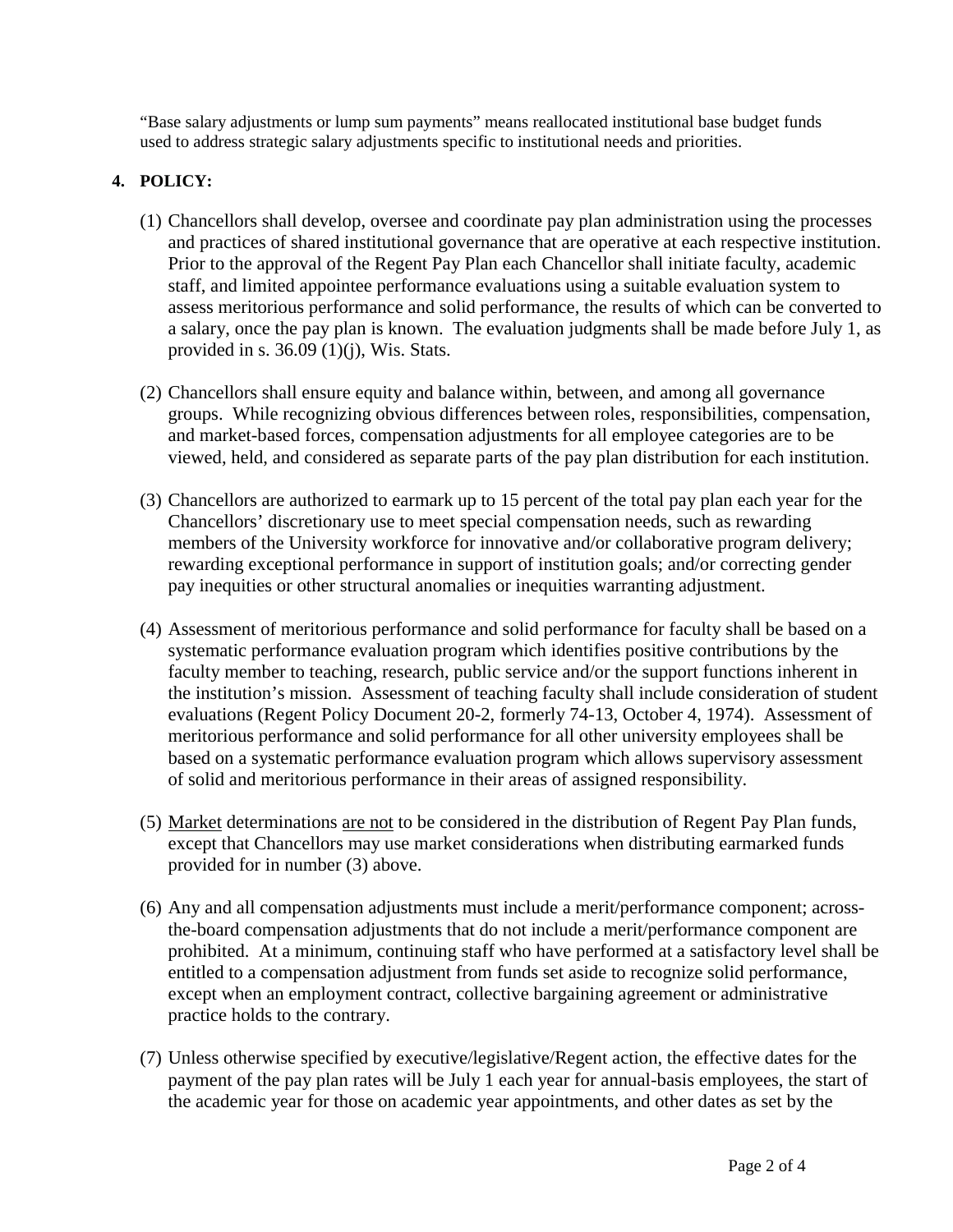"Base salary adjustments or lump sum payments" means reallocated institutional base budget funds used to address strategic salary adjustments specific to institutional needs and priorities.

**4. POLICY:**

(1) Chancellors shall develop, oversee and coordinate pay plan administration using the processes and practices of shared institutional governance that are operative at each respective institution. Prior to the approval of the Regent Pay Plan each Chancellor shall initiate faculty, academic staff, and limited appointee performance evaluations using a suitable evaluation system to assess meritorious performance and solid performance, the results of which can be converted to a salary, once the pay plan is known. The evaluation judgments shall be made before July 1, as provided in s. 36.09 (1)(j), Wis. Stats.

(2) Chancellors shall ensure equity and balance within, between, and among all governance groups. While recognizing obvious differences between roles, responsibilities, compensation, and market-based forces, compensation adjustments for all employee categories are to be viewed, held, and considered as separate parts of the pay plan distribution for each institution.

(3) Chancellors are authorized to earmark up to 15 percent of the total pay plan each year for the Chancellors' discretionary use to meet special compensation needs, such as rewarding members of the University workforce for innovative and/or collaborative program delivery; rewarding exceptional performance in support of institution goals; and/or correcting gender pay inequities or other structural anomalies or inequities warranting adjustment.

(4) Assessment of meritorious performance and solid performance for faculty shall be based on a systematic performance evaluation program which identifies positive contributions by the faculty member to teaching, research, public service and/or the support functions inherent in the institution's mission. Assessment of teaching faculty shall include consideration of student evaluations (Regent Policy Document 20-2, formerly 74-13, October 4, 1974). Assessment of meritorious performance and solid performance for all other university employees shall be based on a systematic performance evaluation program which allows supervisory assessment of solid and meritorious performance in their areas of assigned responsibility.

(5) <u>Market</u> determinations <u>are not</u> to be considered in the distribution of Regent Pay Plan funds, except that Chancellors may use market considerations when distributing earmarked funds provided for in number (3) above.

(6) Any and all compensation adjustments must include a merit/performance component; across-the-board compensation adjustments that do not include a merit/performance component are prohibited. At a minimum, continuing staff who have performed at a satisfactory level shall be entitled to a compensation adjustment from funds set aside to recognize solid performance, except when an employment contract, collective bargaining agreement or administrative practice holds to the contrary.

(7) Unless otherwise specified by executive/legislative/Regent action, the effective dates for the payment of the pay plan rates will be July 1 each year for annual-basis employees, the start of the academic year for those on academic year appointments, and other dates as set by the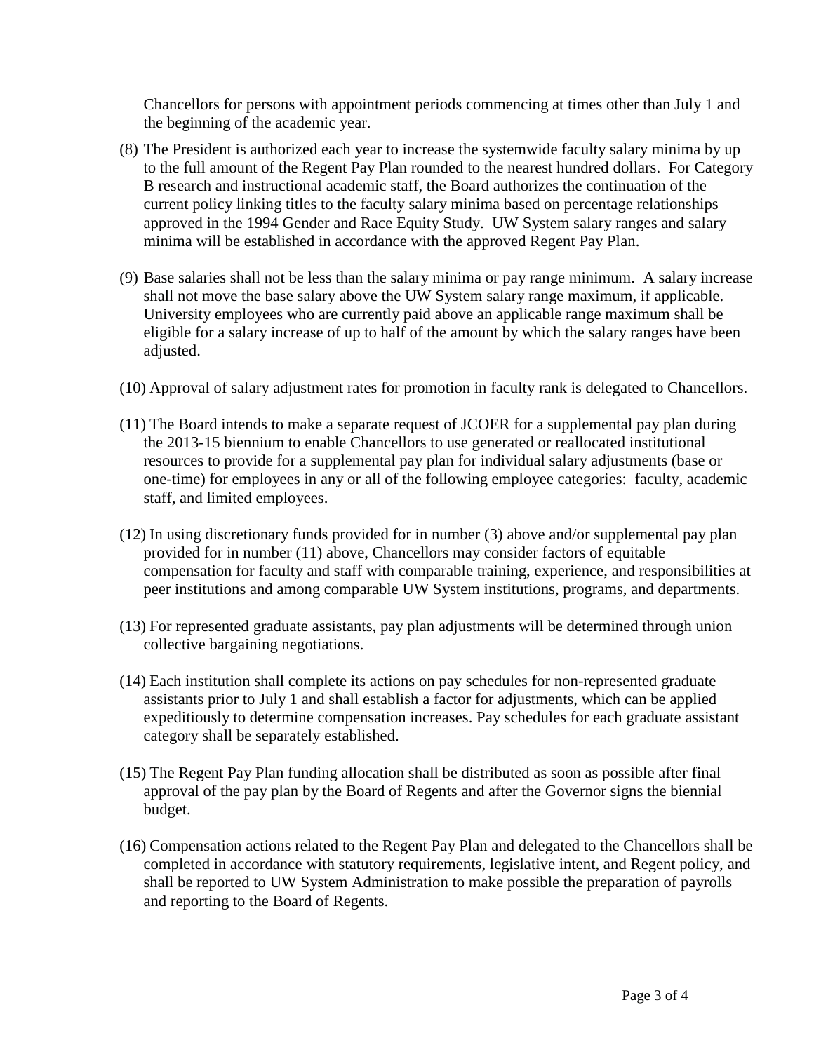Chancellors for persons with appointment periods commencing at times other than July 1 and the beginning of the academic year.

(8) The President is authorized each year to increase the systemwide faculty salary minima by up to the full amount of the Regent Pay Plan rounded to the nearest hundred dollars. For Category B research and instructional academic staff, the Board authorizes the continuation of the current policy linking titles to the faculty salary minima based on percentage relationships approved in the 1994 Gender and Race Equity Study. UW System salary ranges and salary minima will be established in accordance with the approved Regent Pay Plan.

(9) Base salaries shall not be less than the salary minima or pay range minimum. A salary increase shall not move the base salary above the UW System salary range maximum, if applicable. University employees who are currently paid above an applicable range maximum shall be eligible for a salary increase of up to half of the amount by which the salary ranges have been adjusted.

(10) Approval of salary adjustment rates for promotion in faculty rank is delegated to Chancellors.

(11) The Board intends to make a separate request of JCOER for a supplemental pay plan during the 2013-15 biennium to enable Chancellors to use generated or reallocated institutional resources to provide for a supplemental pay plan for individual salary adjustments (base or one-time) for employees in any or all of the following employee categories: faculty, academic staff, and limited employees.

(12) In using discretionary funds provided for in number (3) above and/or supplemental pay plan provided for in number (11) above, Chancellors may consider factors of equitable compensation for faculty and staff with comparable training, experience, and responsibilities at peer institutions and among comparable UW System institutions, programs, and departments.

(13) For represented graduate assistants, pay plan adjustments will be determined through union collective bargaining negotiations.

(14) Each institution shall complete its actions on pay schedules for non-represented graduate assistants prior to July 1 and shall establish a factor for adjustments, which can be applied expeditiously to determine compensation increases. Pay schedules for each graduate assistant category shall be separately established.

(15) The Regent Pay Plan funding allocation shall be distributed as soon as possible after final approval of the pay plan by the Board of Regents and after the Governor signs the biennial budget.

(16) Compensation actions related to the Regent Pay Plan and delegated to the Chancellors shall be completed in accordance with statutory requirements, legislative intent, and Regent policy, and shall be reported to UW System Administration to make possible the preparation of payrolls and reporting to the Board of Regents.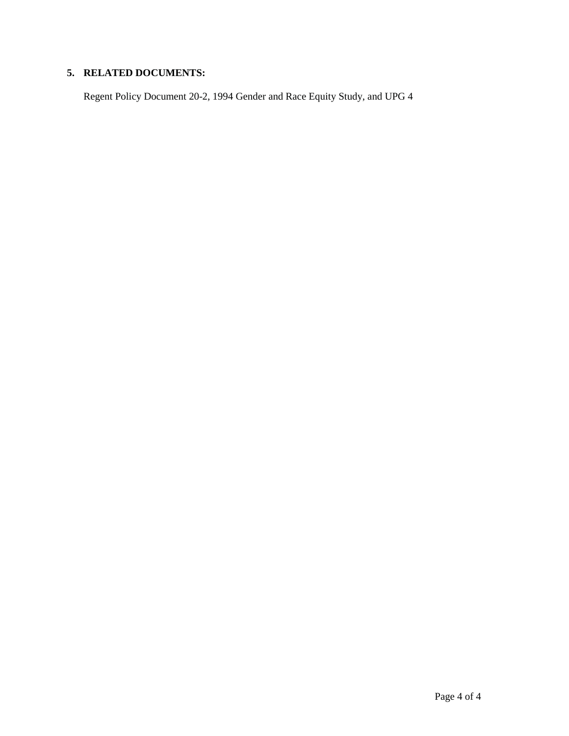**5. RELATED DOCUMENTS:**

Regent Policy Document 20-2, 1994 Gender and Race Equity Study, and UPG 4